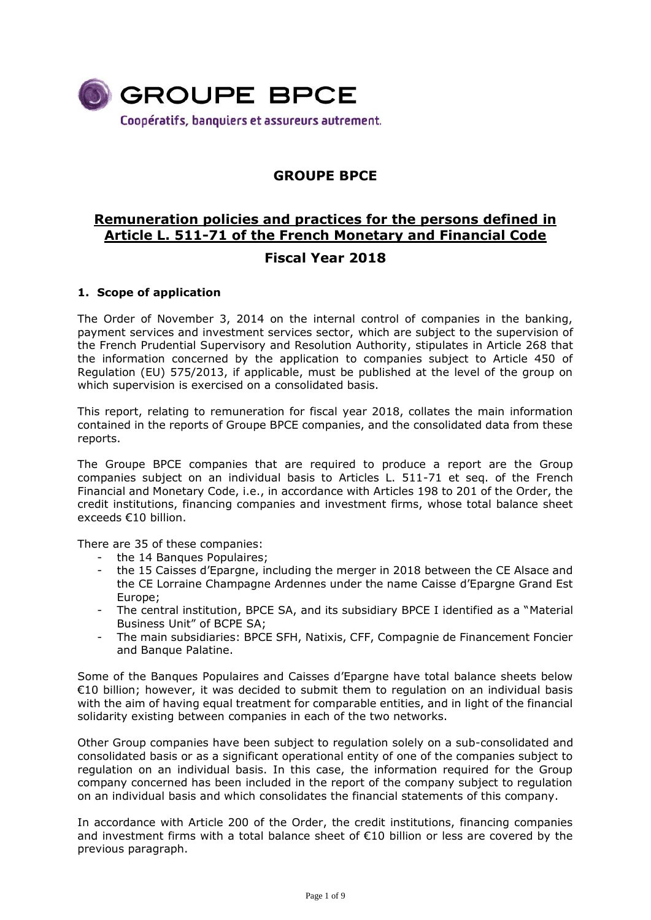GROUPE BPCE

Coopératifs, banquiers et assureurs autrement.

# GROUPE BPCE

## Remuneration policies and practices for the persons defined in Article L. 511-71 of the French Monetary and Financial Code

## Fiscal Year 2018

### 1. Scope of application

The Order of November 3, 2014 on the internal control of companies in the banking, payment services and investment services sector, which are subject to the supervision of the French Prudential Supervisory and Resolution Authority, stipulates in Article 268 that the information concerned by the application to companies subject to Article 450 of Regulation (EU) 575/2013, if applicable, must be published at the level of the group on which supervision is exercised on a consolidated basis.

This report, relating to remuneration for fiscal year 2018, collates the main information contained in the reports of Groupe BPCE companies, and the consolidated data from these reports.

The Groupe BPCE companies that are required to produce a report are the Group companies subject on an individual basis to Articles L. 511-71 et seq. of the French Financial and Monetary Code, i.e., in accordance with Articles 198 to 201 of the Order, the credit institutions, financing companies and investment firms, whose total balance sheet exceeds €10 billion.

There are 35 of these companies:

- the 14 Banques Populaires;
- the 15 Caisses d'Epargne, including the merger in 2018 between the CE Alsace and the CE Lorraine Champagne Ardennes under the name Caisse d'Epargne Grand Est Europe;
- The central institution, BPCE SA, and its subsidiary BPCE I identified as a "Material Business Unit" of BCPE SA;
- The main subsidiaries: BPCE SFH, Natixis, CFF, Compagnie de Financement Foncier and Banque Palatine.

Some of the Banques Populaires and Caisses d'Epargne have total balance sheets below €10 billion; however, it was decided to submit them to regulation on an individual basis with the aim of having equal treatment for comparable entities, and in light of the financial solidarity existing between companies in each of the two networks.

Other Group companies have been subject to regulation solely on a sub-consolidated and consolidated basis or as a significant operational entity of one of the companies subject to regulation on an individual basis. In this case, the information required for the Group company concerned has been included in the report of the company subject to regulation on an individual basis and which consolidates the financial statements of this company.

In accordance with Article 200 of the Order, the credit institutions, financing companies and investment firms with a total balance sheet of €10 billion or less are covered by the previous paragraph.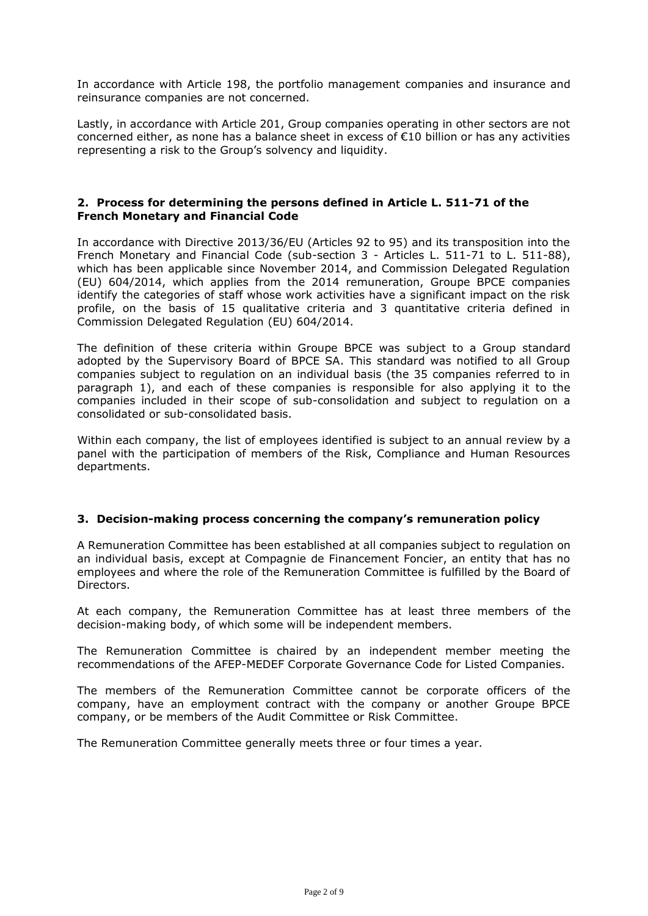In accordance with Article 198, the portfolio management companies and insurance and reinsurance companies are not concerned.

Lastly, in accordance with Article 201, Group companies operating in other sectors are not concerned either, as none has a balance sheet in excess of €10 billion or has any activities representing a risk to the Group's solvency and liquidity.

## 2. Process for determining the persons defined in Article L. 511-71 of the French Monetary and Financial Code

In accordance with Directive 2013/36/EU (Articles 92 to 95) and its transposition into the French Monetary and Financial Code (sub-section 3 - Articles L. 511-71 to L. 511-88), which has been applicable since November 2014, and Commission Delegated Regulation (EU) 604/2014, which applies from the 2014 remuneration, Groupe BPCE companies identify the categories of staff whose work activities have a significant impact on the risk profile, on the basis of 15 qualitative criteria and 3 quantitative criteria defined in Commission Delegated Regulation (EU) 604/2014.

The definition of these criteria within Groupe BPCE was subject to a Group standard adopted by the Supervisory Board of BPCE SA. This standard was notified to all Group companies subject to regulation on an individual basis (the 35 companies referred to in paragraph 1), and each of these companies is responsible for also applying it to the companies included in their scope of sub-consolidation and subject to regulation on a consolidated or sub-consolidated basis.

Within each company, the list of employees identified is subject to an annual review by a panel with the participation of members of the Risk, Compliance and Human Resources departments.

## 3. Decision-making process concerning the company's remuneration policy

A Remuneration Committee has been established at all companies subject to regulation on an individual basis, except at Compagnie de Financement Foncier, an entity that has no employees and where the role of the Remuneration Committee is fulfilled by the Board of Directors.

At each company, the Remuneration Committee has at least three members of the decision-making body, of which some will be independent members.

The Remuneration Committee is chaired by an independent member meeting the recommendations of the AFEP-MEDEF Corporate Governance Code for Listed Companies.

The members of the Remuneration Committee cannot be corporate officers of the company, have an employment contract with the company or another Groupe BPCE company, or be members of the Audit Committee or Risk Committee.

The Remuneration Committee generally meets three or four times a year.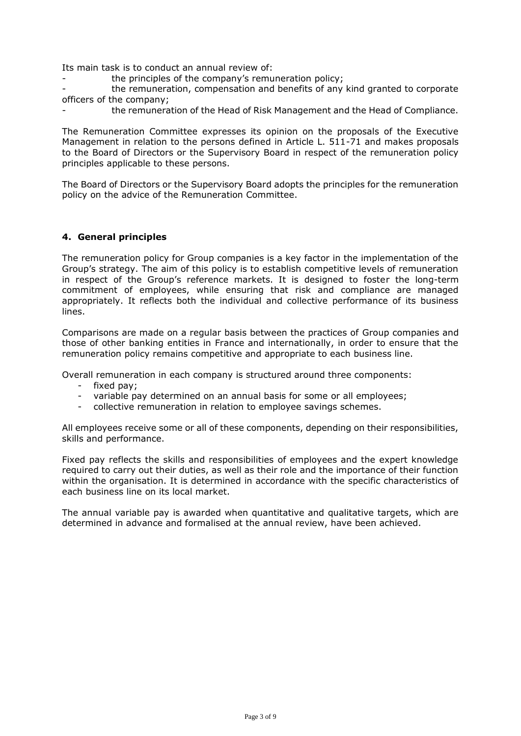Its main task is to conduct an annual review of:

- the principles of the company's remuneration policy;
- the remuneration, compensation and benefits of any kind granted to corporate officers of the company;
- the remuneration of the Head of Risk Management and the Head of Compliance.

The Remuneration Committee expresses its opinion on the proposals of the Executive Management in relation to the persons defined in Article L. 511-71 and makes proposals to the Board of Directors or the Supervisory Board in respect of the remuneration policy principles applicable to these persons.

The Board of Directors or the Supervisory Board adopts the principles for the remuneration policy on the advice of the Remuneration Committee.

## 4. General principles

The remuneration policy for Group companies is a key factor in the implementation of the Group's strategy. The aim of this policy is to establish competitive levels of remuneration in respect of the Group's reference markets. It is designed to foster the long-term commitment of employees, while ensuring that risk and compliance are managed appropriately. It reflects both the individual and collective performance of its business lines.

Comparisons are made on a regular basis between the practices of Group companies and those of other banking entities in France and internationally, in order to ensure that the remuneration policy remains competitive and appropriate to each business line.

Overall remuneration in each company is structured around three components:

- fixed pay;
- variable pay determined on an annual basis for some or all employees;
- collective remuneration in relation to employee savings schemes.

All employees receive some or all of these components, depending on their responsibilities, skills and performance.

Fixed pay reflects the skills and responsibilities of employees and the expert knowledge required to carry out their duties, as well as their role and the importance of their function within the organisation. It is determined in accordance with the specific characteristics of each business line on its local market.

The annual variable pay is awarded when quantitative and qualitative targets, which are determined in advance and formalised at the annual review, have been achieved.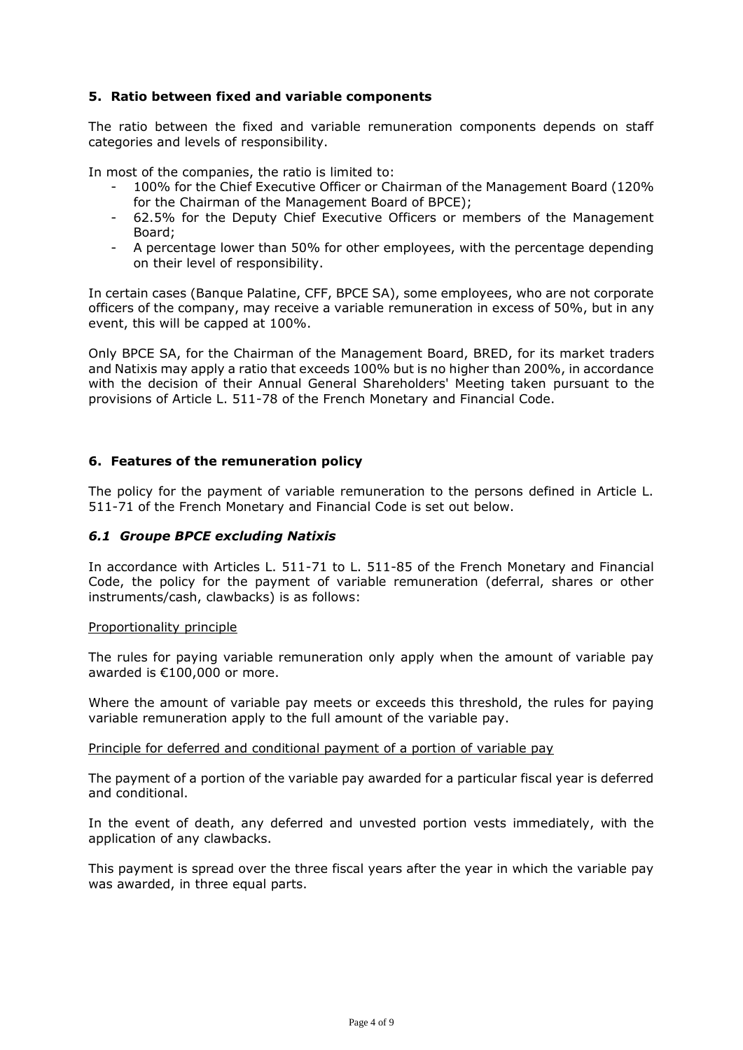## 5. Ratio between fixed and variable components

The ratio between the fixed and variable remuneration components depends on staff categories and levels of responsibility.

In most of the companies, the ratio is limited to:

- 100% for the Chief Executive Officer or Chairman of the Management Board (120% for the Chairman of the Management Board of BPCE);
- 62.5% for the Deputy Chief Executive Officers or members of the Management Board;
- A percentage lower than 50% for other employees, with the percentage depending on their level of responsibility.

In certain cases (Banque Palatine, CFF, BPCE SA), some employees, who are not corporate officers of the company, may receive a variable remuneration in excess of 50%, but in any event, this will be capped at 100%.

Only BPCE SA, for the Chairman of the Management Board, BRED, for its market traders and Natixis may apply a ratio that exceeds 100% but is no higher than 200%, in accordance with the decision of their Annual General Shareholders' Meeting taken pursuant to the provisions of Article L. 511-78 of the French Monetary and Financial Code.

## 6. Features of the remuneration policy

The policy for the payment of variable remuneration to the persons defined in Article L. 511-71 of the French Monetary and Financial Code is set out below.

### *6.1 Groupe BPCE excluding Natixis*

In accordance with Articles L. 511-71 to L. 511-85 of the French Monetary and Financial Code, the policy for the payment of variable remuneration (deferral, shares or other instruments/cash, clawbacks) is as follows:

<u>Proportionality principle</u>

The rules for paying variable remuneration only apply when the amount of variable pay awarded is €100,000 or more.

Where the amount of variable pay meets or exceeds this threshold, the rules for paying variable remuneration apply to the full amount of the variable pay.

<u>Principle for deferred and conditional payment of a portion of variable pay</u>

The payment of a portion of the variable pay awarded for a particular fiscal year is deferred and conditional.

In the event of death, any deferred and unvested portion vests immediately, with the application of any clawbacks.

This payment is spread over the three fiscal years after the year in which the variable pay was awarded, in three equal parts.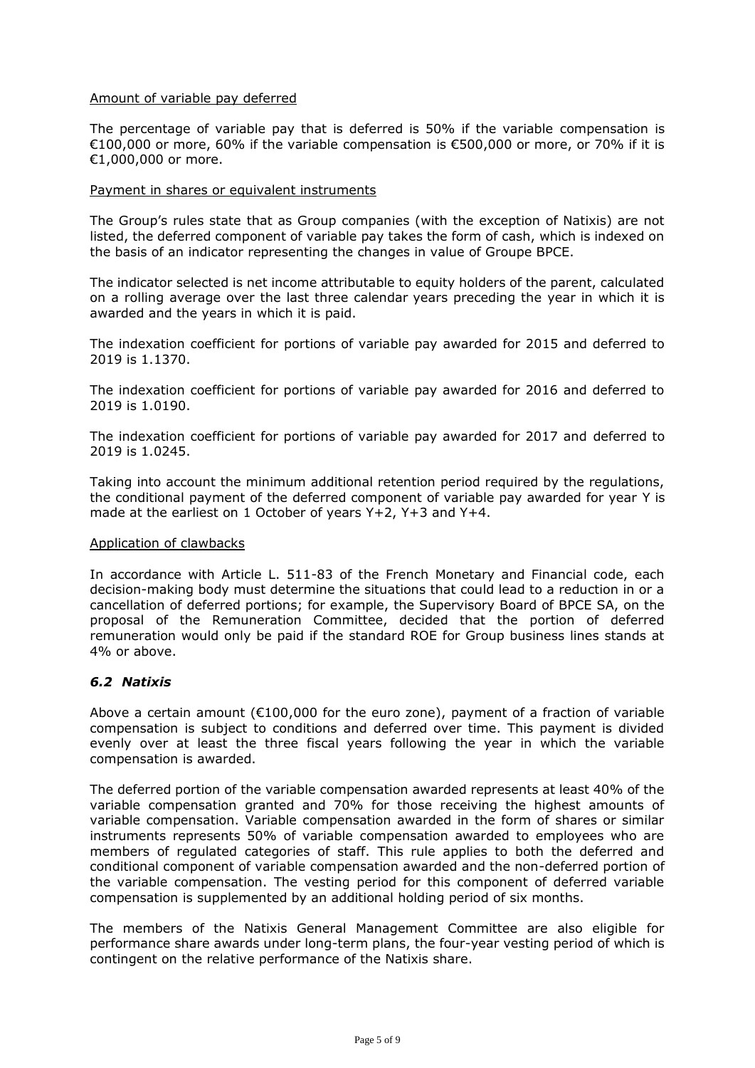Amount of variable pay deferred

The percentage of variable pay that is deferred is 50% if the variable compensation is €100,000 or more, 60% if the variable compensation is €500,000 or more, or 70% if it is €1,000,000 or more.

Payment in shares or equivalent instruments

The Group's rules state that as Group companies (with the exception of Natixis) are not listed, the deferred component of variable pay takes the form of cash, which is indexed on the basis of an indicator representing the changes in value of Groupe BPCE.

The indicator selected is net income attributable to equity holders of the parent, calculated on a rolling average over the last three calendar years preceding the year in which it is awarded and the years in which it is paid.

The indexation coefficient for portions of variable pay awarded for 2015 and deferred to 2019 is 1.1370.

The indexation coefficient for portions of variable pay awarded for 2016 and deferred to 2019 is 1.0190.

The indexation coefficient for portions of variable pay awarded for 2017 and deferred to 2019 is 1.0245.

Taking into account the minimum additional retention period required by the regulations, the conditional payment of the deferred component of variable pay awarded for year Y is made at the earliest on 1 October of years Y+2, Y+3 and Y+4.

Application of clawbacks

In accordance with Article L. 511-83 of the French Monetary and Financial code, each decision-making body must determine the situations that could lead to a reduction in or a cancellation of deferred portions; for example, the Supervisory Board of BPCE SA, on the proposal of the Remuneration Committee, decided that the portion of deferred remuneration would only be paid if the standard ROE for Group business lines stands at 4% or above.

### *6.2 Natixis*

Above a certain amount (€100,000 for the euro zone), payment of a fraction of variable compensation is subject to conditions and deferred over time. This payment is divided evenly over at least the three fiscal years following the year in which the variable compensation is awarded.

The deferred portion of the variable compensation awarded represents at least 40% of the variable compensation granted and 70% for those receiving the highest amounts of variable compensation. Variable compensation awarded in the form of shares or similar instruments represents 50% of variable compensation awarded to employees who are members of regulated categories of staff. This rule applies to both the deferred and conditional component of variable compensation awarded and the non-deferred portion of the variable compensation. The vesting period for this component of deferred variable compensation is supplemented by an additional holding period of six months.

The members of the Natixis General Management Committee are also eligible for performance share awards under long-term plans, the four-year vesting period of which is contingent on the relative performance of the Natixis share.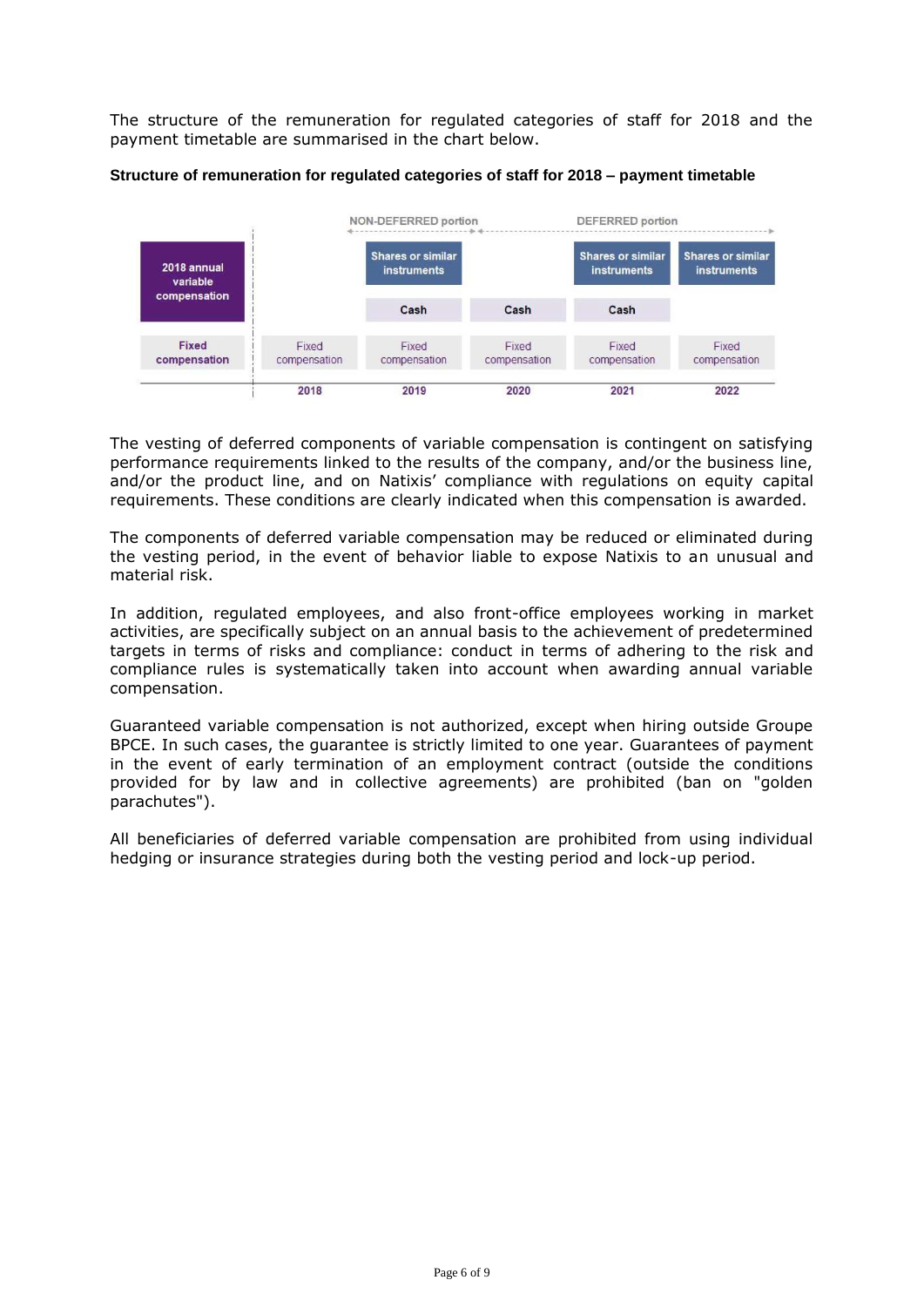The structure of the remuneration for regulated categories of staff for 2018 and the payment timetable are summarised in the chart below.

**Structure of remuneration for regulated categories of staff for 2018 – payment timetable**

| | | NON-DEFERRED portion | | DEFERRED portion | |
|---|---|---|---|---|---|
| 2018 annual variable compensation | | Shares or similar instruments | | Shares or similar instruments | Shares or similar instruments |
| | | Cash | Cash | Cash | |
| Fixed compensation | Fixed compensation | Fixed compensation | Fixed compensation | Fixed compensation | Fixed compensation |
| | 2018 | 2019 | 2020 | 2021 | 2022 |

The vesting of deferred components of variable compensation is contingent on satisfying performance requirements linked to the results of the company, and/or the business line, and/or the product line, and on Natixis' compliance with regulations on equity capital requirements. These conditions are clearly indicated when this compensation is awarded.

The components of deferred variable compensation may be reduced or eliminated during the vesting period, in the event of behavior liable to expose Natixis to an unusual and material risk.

In addition, regulated employees, and also front-office employees working in market activities, are specifically subject on an annual basis to the achievement of predetermined targets in terms of risks and compliance: conduct in terms of adhering to the risk and compliance rules is systematically taken into account when awarding annual variable compensation.

Guaranteed variable compensation is not authorized, except when hiring outside Groupe BPCE. In such cases, the guarantee is strictly limited to one year. Guarantees of payment in the event of early termination of an employment contract (outside the conditions provided for by law and in collective agreements) are prohibited (ban on "golden parachutes").

All beneficiaries of deferred variable compensation are prohibited from using individual hedging or insurance strategies during both the vesting period and lock-up period.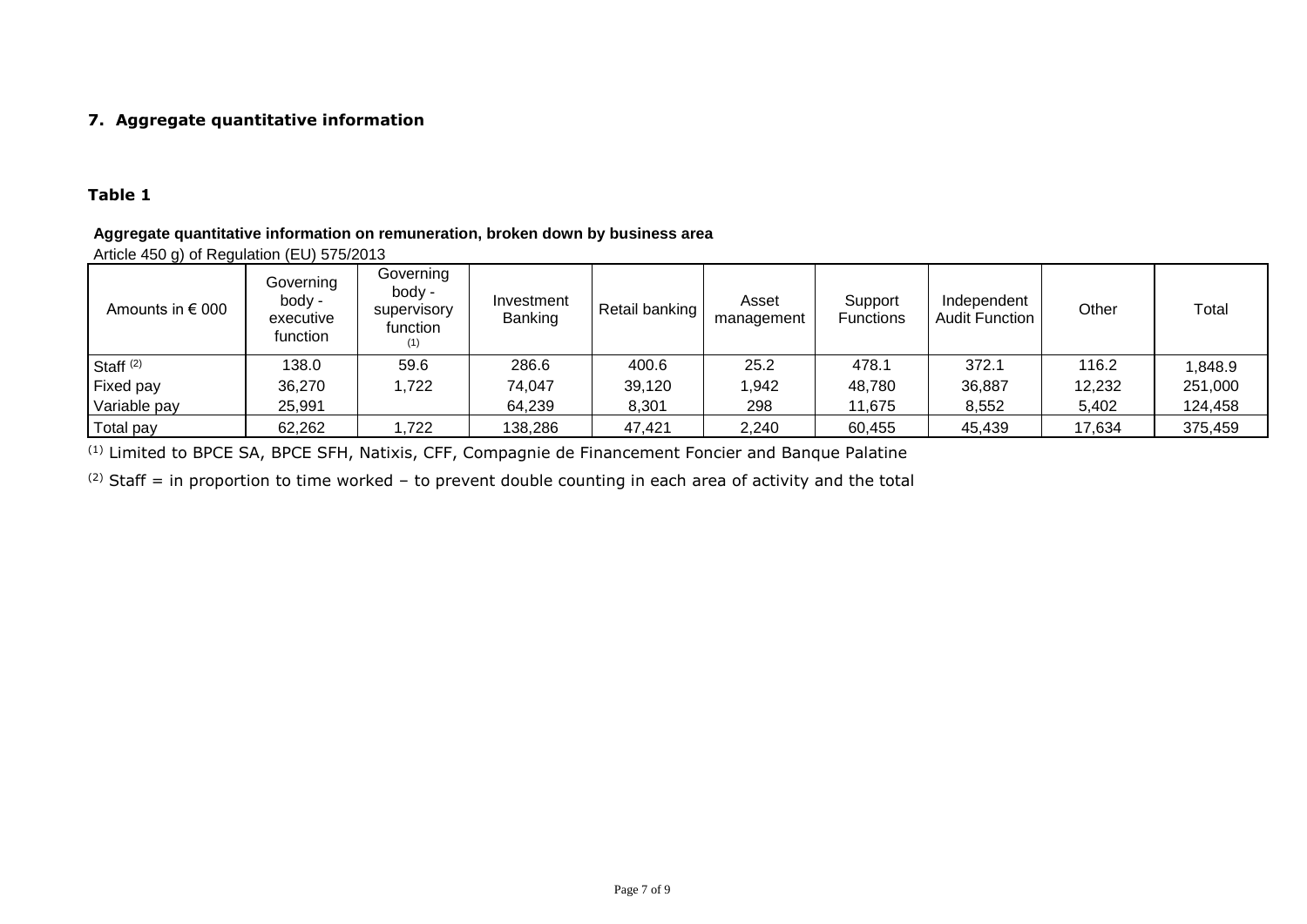## 7. Aggregate quantitative information

### Table 1

**Aggregate quantitative information on remuneration, broken down by business area**

Article 450 g) of Regulation (EU) 575/2013

| Amounts in € 000 | Governing body - executive function | Governing body - supervisory function [1] | Investment Banking | Retail banking | Asset management | Support Functions | Independent Audit Function | Other | Total |
|---|---|---|---|---|---|---|---|---|---|
| Staff [2] | 138.0 | 59.6 | 286.6 | 400.6 | 25.2 | 478.1 | 372.1 | 116.2 | 1,848.9 |
| Fixed pay | 36,270 | 1,722 | 74,047 | 39,120 | 1,942 | 48,780 | 36,887 | 12,232 | 251,000 |
| Variable pay | 25,991 | | 64,239 | 8,301 | 298 | 11,675 | 8,552 | 5,402 | 124,458 |
| Total pay | 62,262 | 1,722 | 138,286 | 47,421 | 2,240 | 60,455 | 45,439 | 17,634 | 375,459 |

[1] Limited to BPCE SA, BPCE SFH, Natixis, CFF, Compagnie de Financement Foncier and Banque Palatine

[2] Staff = in proportion to time worked – to prevent double counting in each area of activity and the total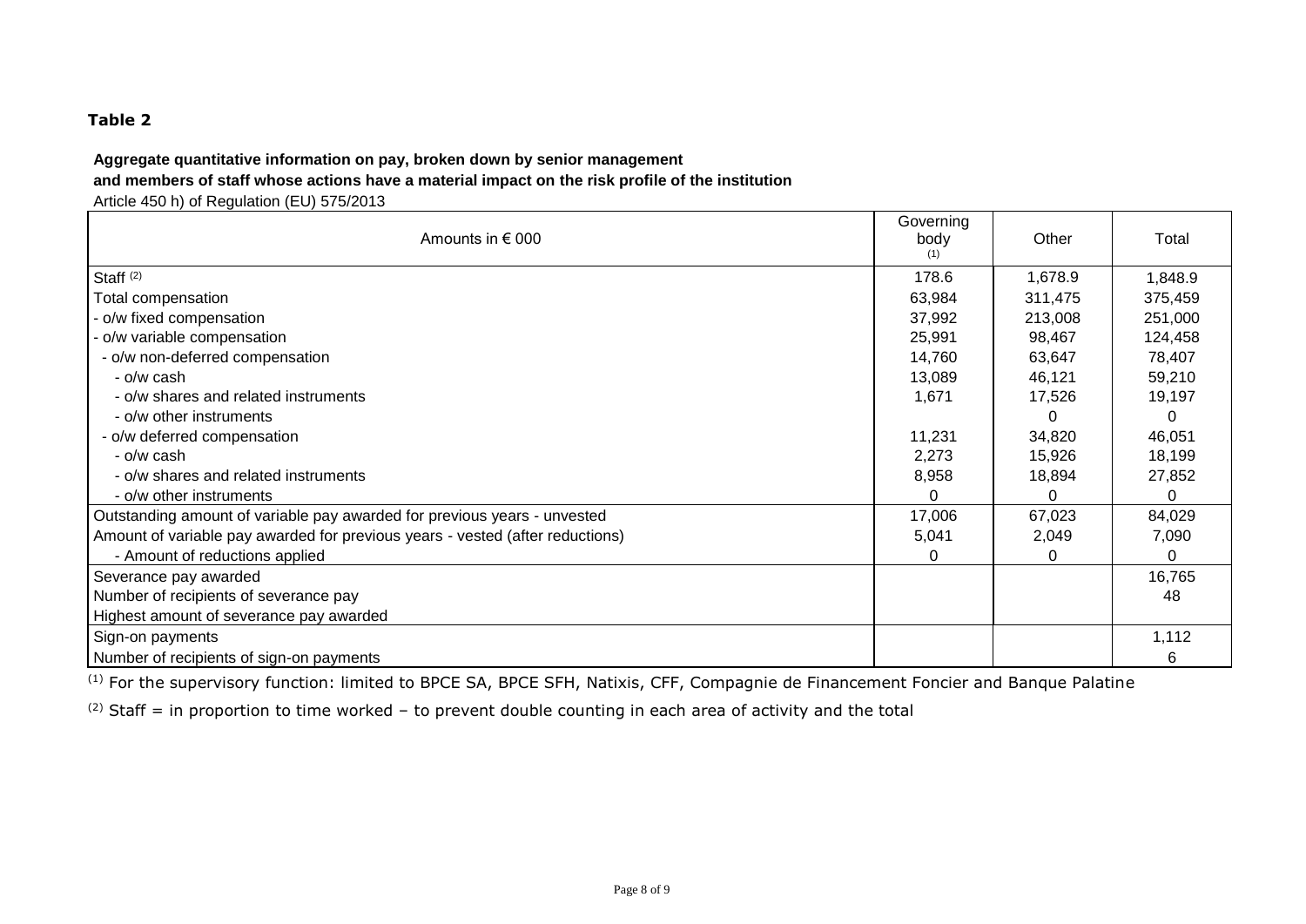**Table 2**

**Aggregate quantitative information on pay, broken down by senior management and members of staff whose actions have a material impact on the risk profile of the institution**

Article 450 h) of Regulation (EU) 575/2013

| Amounts in € 000 | Governing body [1] | Other | Total |
|---|---|---|---|
| Staff [2] | 178.6 | 1,678.9 | 1,848.9 |
| Total compensation | 63,984 | 311,475 | 375,459 |
| - o/w fixed compensation | 37,992 | 213,008 | 251,000 |
| - o/w variable compensation | 25,991 | 98,467 | 124,458 |
| - o/w non-deferred compensation | 14,760 | 63,647 | 78,407 |
| - o/w cash | 13,089 | 46,121 | 59,210 |
| - o/w shares and related instruments | 1,671 | 17,526 | 19,197 |
| - o/w other instruments | | 0 | 0 |
| - o/w deferred compensation | 11,231 | 34,820 | 46,051 |
| - o/w cash | 2,273 | 15,926 | 18,199 |
| - o/w shares and related instruments | 8,958 | 18,894 | 27,852 |
| - o/w other instruments | 0 | 0 | 0 |
| Outstanding amount of variable pay awarded for previous years - unvested | 17,006 | 67,023 | 84,029 |
| Amount of variable pay awarded for previous years - vested (after reductions) | 5,041 | 2,049 | 7,090 |
| - Amount of reductions applied | 0 | 0 | 0 |
| Severance pay awarded | | | 16,765 |
| Number of recipients of severance pay | | | 48 |
| Highest amount of severance pay awarded | | | |
| Sign-on payments | | | 1,112 |
| Number of recipients of sign-on payments | | | 6 |

[1] For the supervisory function: limited to BPCE SA, BPCE SFH, Natixis, CFF, Compagnie de Financement Foncier and Banque Palatine

[2] Staff = in proportion to time worked – to prevent double counting in each area of activity and the total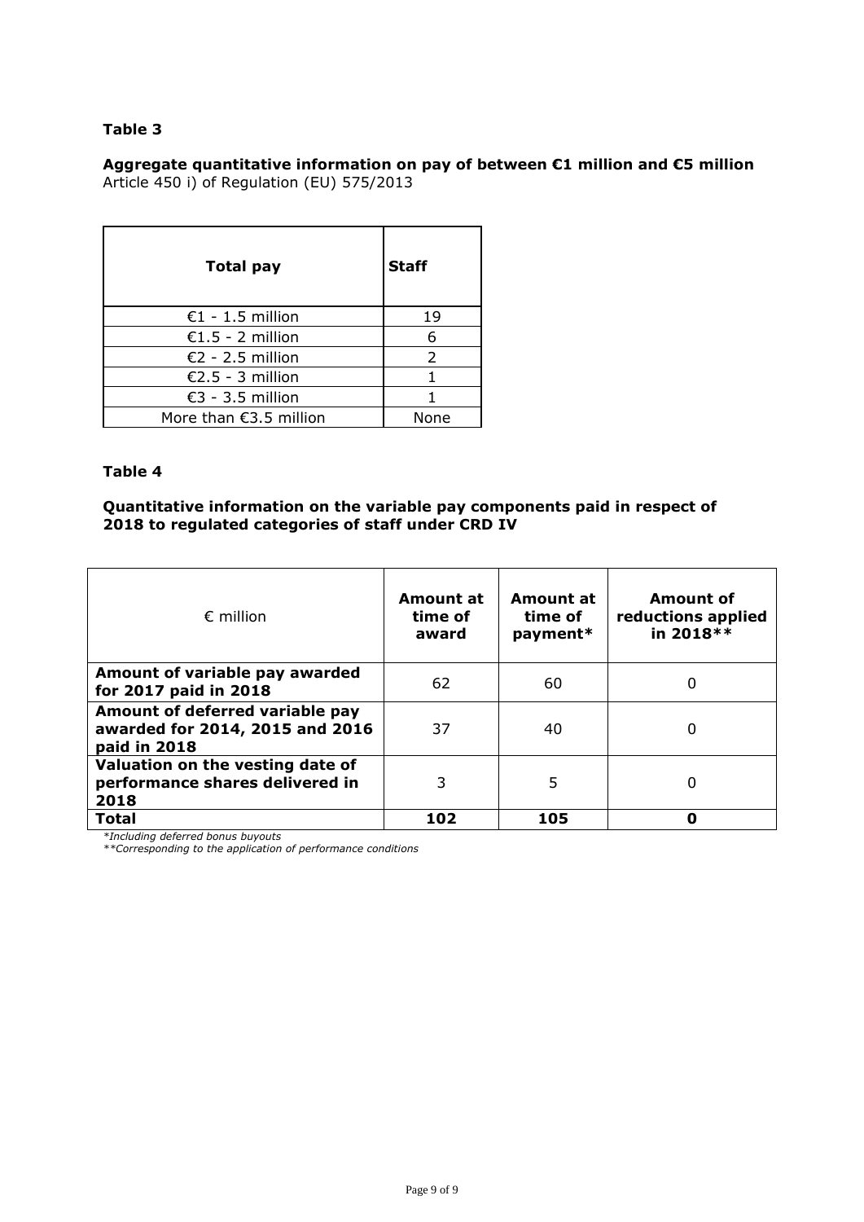**Table 3**

**Aggregate quantitative information on pay of between €1 million and €5 million**
Article 450 i) of Regulation (EU) 575/2013

| **Total pay** | **Staff** |
|---|---|
| €1 - 1.5 million | 19 |
| €1.5 - 2 million | 6 |
| €2 - 2.5 million | 2 |
| €2.5 - 3 million | 1 |
| €3 - 3.5 million | 1 |
| More than €3.5 million | None |

**Table 4**

**Quantitative information on the variable pay components paid in respect of 2018 to regulated categories of staff under CRD IV**

| € million | **Amount at time of award** | **Amount at time of payment*** | **Amount of reductions applied in 2018**** |
|---|---|---|---|
| **Amount of variable pay awarded for 2017 paid in 2018** | 62 | 60 | 0 |
| **Amount of deferred variable pay awarded for 2014, 2015 and 2016 paid in 2018** | 37 | 40 | 0 |
| **Valuation on the vesting date of performance shares delivered in 2018** | 3 | 5 | 0 |
| **Total** | **102** | **105** | **0** |

*\*Including deferred bonus buyouts*
*\*\*Corresponding to the application of performance conditions*